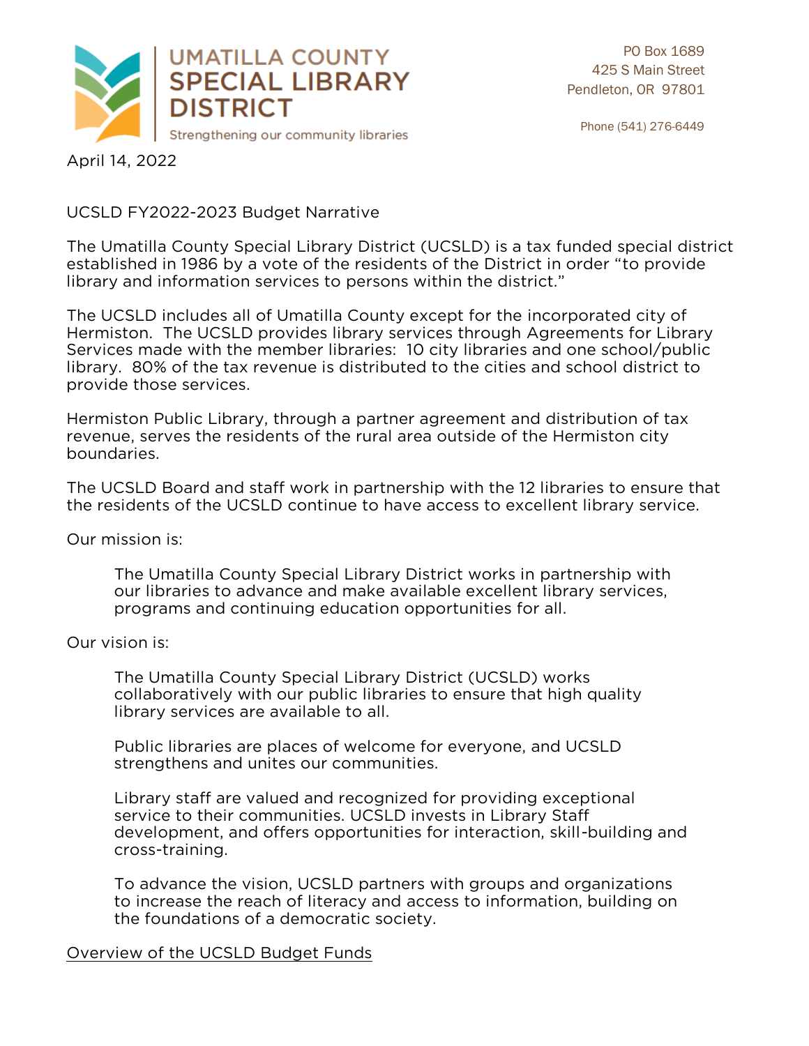# UMATILLA COUNTY SPECIAL LIBRARY DISTRICT

Strengthening our community libraries

PO Box 1689
425 S Main Street
Pendleton, OR 97801

Phone (541) 276-6449

April 14, 2022

UCSLD FY2022-2023 Budget Narrative

The Umatilla County Special Library District (UCSLD) is a tax funded special district established in 1986 by a vote of the residents of the District in order "to provide library and information services to persons within the district."

The UCSLD includes all of Umatilla County except for the incorporated city of Hermiston. The UCSLD provides library services through Agreements for Library Services made with the member libraries: 10 city libraries and one school/public library. 80% of the tax revenue is distributed to the cities and school district to provide those services.

Hermiston Public Library, through a partner agreement and distribution of tax revenue, serves the residents of the rural area outside of the Hermiston city boundaries.

The UCSLD Board and staff work in partnership with the 12 libraries to ensure that the residents of the UCSLD continue to have access to excellent library service.

Our mission is:

> The Umatilla County Special Library District works in partnership with our libraries to advance and make available excellent library services, programs and continuing education opportunities for all.

Our vision is:

> The Umatilla County Special Library District (UCSLD) works collaboratively with our public libraries to ensure that high quality library services are available to all.
>
> Public libraries are places of welcome for everyone, and UCSLD strengthens and unites our communities.
>
> Library staff are valued and recognized for providing exceptional service to their communities. UCSLD invests in Library Staff development, and offers opportunities for interaction, skill-building and cross-training.
>
> To advance the vision, UCSLD partners with groups and organizations to increase the reach of literacy and access to information, building on the foundations of a democratic society.

<u>Overview of the UCSLD Budget Funds</u>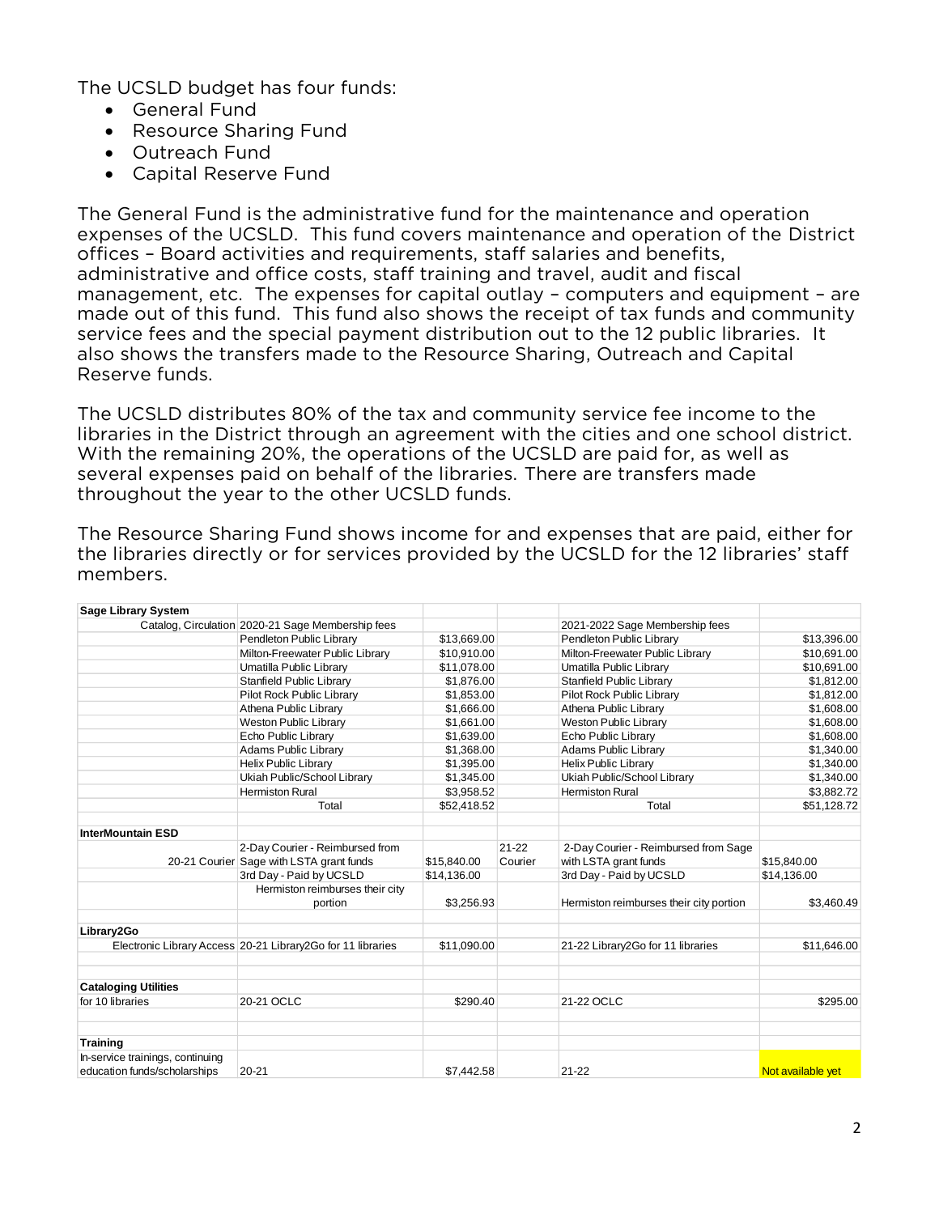The UCSLD budget has four funds:

- General Fund
- Resource Sharing Fund
- Outreach Fund
- Capital Reserve Fund

The General Fund is the administrative fund for the maintenance and operation expenses of the UCSLD. This fund covers maintenance and operation of the District offices – Board activities and requirements, staff salaries and benefits, administrative and office costs, staff training and travel, audit and fiscal management, etc. The expenses for capital outlay – computers and equipment – are made out of this fund. This fund also shows the receipt of tax funds and community service fees and the special payment distribution out to the 12 public libraries. It also shows the transfers made to the Resource Sharing, Outreach and Capital Reserve funds.

The UCSLD distributes 80% of the tax and community service fee income to the libraries in the District through an agreement with the cities and one school district. With the remaining 20%, the operations of the UCSLD are paid for, as well as several expenses paid on behalf of the libraries. There are transfers made throughout the year to the other UCSLD funds.

The Resource Sharing Fund shows income for and expenses that are paid, either for the libraries directly or for services provided by the UCSLD for the 12 libraries' staff members.

| **Sage Library System** | | | | | |
|---|---|---|---|---|---|
| Catalog, Circulation | 2020-21 Sage Membership fees | | | 2021-2022 Sage Membership fees | |
| | Pendleton Public Library | $13,669.00 | | Pendleton Public Library | $13,396.00 |
| | Milton-Freewater Public Library | $10,910.00 | | Milton-Freewater Public Library | $10,691.00 |
| | Umatilla Public Library | $11,078.00 | | Umatilla Public Library | $10,691.00 |
| | Stanfield Public Library | $1,876.00 | | Stanfield Public Library | $1,812.00 |
| | Pilot Rock Public Library | $1,853.00 | | Pilot Rock Public Library | $1,812.00 |
| | Athena Public Library | $1,666.00 | | Athena Public Library | $1,608.00 |
| | Weston Public Library | $1,661.00 | | Weston Public Library | $1,608.00 |
| | Echo Public Library | $1,639.00 | | Echo Public Library | $1,608.00 |
| | Adams Public Library | $1,368.00 | | Adams Public Library | $1,340.00 |
| | Helix Public Library | $1,395.00 | | Helix Public Library | $1,340.00 |
| | Ukiah Public/School Library | $1,345.00 | | Ukiah Public/School Library | $1,340.00 |
| | Hermiston Rural | $3,958.52 | | Hermiston Rural | $3,882.72 |
| | Total | $52,418.52 | | Total | $51,128.72 |
| | | | | | |
| **InterMountain ESD** | | | | | |
| 20-21 Courier | 2-Day Courier - Reimbursed from Sage with LSTA grant funds | $15,840.00 | 21-22 Courier | 2-Day Courier - Reimbursed from Sage with LSTA grant funds | $15,840.00 |
| | 3rd Day - Paid by UCSLD | $14,136.00 | | 3rd Day - Paid by UCSLD | $14,136.00 |
| | Hermiston reimburses their city portion | $3,256.93 | | Hermiston reimburses their city portion | $3,460.49 |
| | | | | | |
| **Library2Go** | | | | | |
| Electronic Library Access | 20-21 Library2Go for 11 libraries | $11,090.00 | | 21-22 Library2Go for 11 libraries | $11,646.00 |
| | | | | | |
| **Cataloging Utilities** | | | | | |
| for 10 libraries | 20-21 OCLC | $290.40 | | 21-22 OCLC | $295.00 |
| | | | | | |
| **Training** | | | | | |
| In-service trainings, continuing education funds/scholarships | 20-21 | $7,442.58 | | 21-22 | Not available yet |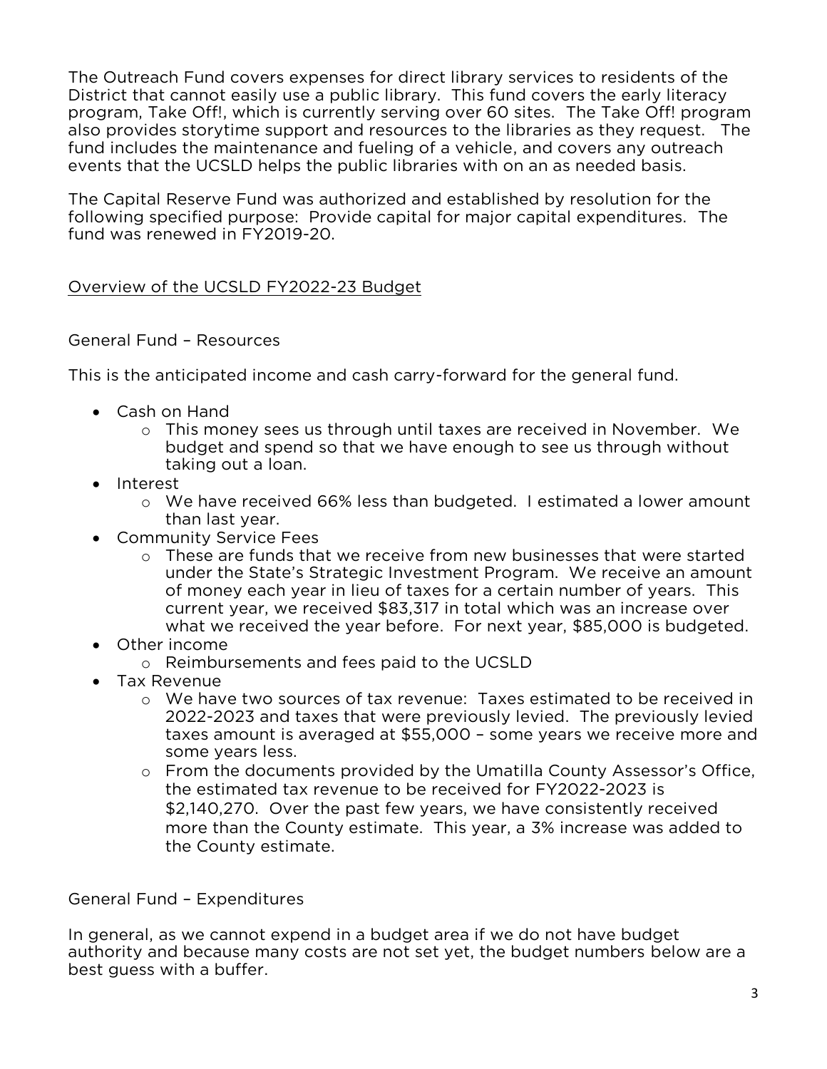The Outreach Fund covers expenses for direct library services to residents of the District that cannot easily use a public library. This fund covers the early literacy program, Take Off!, which is currently serving over 60 sites. The Take Off! program also provides storytime support and resources to the libraries as they request. The fund includes the maintenance and fueling of a vehicle, and covers any outreach events that the UCSLD helps the public libraries with on an as needed basis.

The Capital Reserve Fund was authorized and established by resolution for the following specified purpose: Provide capital for major capital expenditures. The fund was renewed in FY2019-20.

## Overview of the UCSLD FY2022-23 Budget

### General Fund – Resources

This is the anticipated income and cash carry-forward for the general fund.

- Cash on Hand
  - This money sees us through until taxes are received in November. We budget and spend so that we have enough to see us through without taking out a loan.
- Interest
  - We have received 66% less than budgeted. I estimated a lower amount than last year.
- Community Service Fees
  - These are funds that we receive from new businesses that were started under the State's Strategic Investment Program. We receive an amount of money each year in lieu of taxes for a certain number of years. This current year, we received $83,317 in total which was an increase over what we received the year before. For next year, 85,000 is budgeted.
- Other income
  - Reimbursements and fees paid to the UCSLD
- Tax Revenue
  - We have two sources of tax revenue: Taxes estimated to be received in 2022-2023 and taxes that were previously levied. The previously levied taxes amount is averaged at $55,000 – some years we receive more and some years less.
  - From the documents provided by the Umatilla County Assessor's Office, the estimated tax revenue to be received for FY2022-2023 is $2,140,270. Over the past few years, we have consistently received more than the County estimate. This year, a 3% increase was added to the County estimate.

### General Fund – Expenditures

In general, as we cannot expend in a budget area if we do not have budget authority and because many costs are not set yet, the budget numbers below are a best guess with a buffer.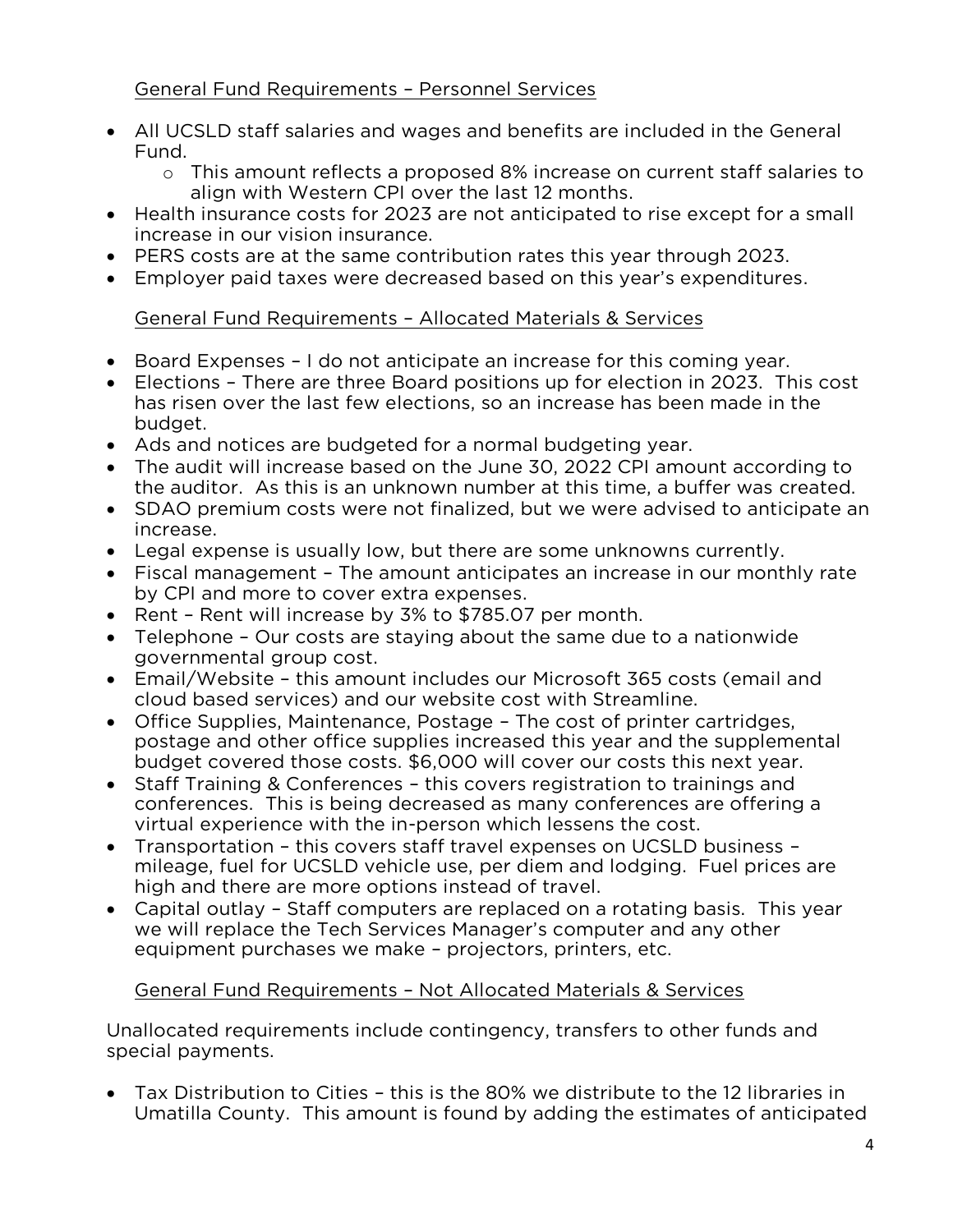## General Fund Requirements – Personnel Services

- All UCSLD staff salaries and wages and benefits are included in the General Fund.
    - This amount reflects a proposed 8% increase on current staff salaries to align with Western CPI over the last 12 months.
- Health insurance costs for 2023 are not anticipated to rise except for a small increase in our vision insurance.
- PERS costs are at the same contribution rates this year through 2023.
- Employer paid taxes were decreased based on this year's expenditures.

## General Fund Requirements – Allocated Materials & Services

- Board Expenses – I do not anticipate an increase for this coming year.
- Elections – There are three Board positions up for election in 2023. This cost has risen over the last few elections, so an increase has been made in the budget.
- Ads and notices are budgeted for a normal budgeting year.
- The audit will increase based on the June 30, 2022 CPI amount according to the auditor. As this is an unknown number at this time, a buffer was created.
- SDAO premium costs were not finalized, but we were advised to anticipate an increase.
- Legal expense is usually low, but there are some unknowns currently.
- Fiscal management – The amount anticipates an increase in our monthly rate by CPI and more to cover extra expenses.
- Rent – Rent will increase by 3% to $785.07 per month.
- Telephone – Our costs are staying about the same due to a nationwide governmental group cost.
- Email/Website – this amount includes our Microsoft 365 costs (email and cloud based services) and our website cost with Streamline.
- Office Supplies, Maintenance, Postage – The cost of printer cartridges, postage and other office supplies increased this year and the supplemental budget covered those costs. $6,000 will cover our costs this next year.
- Staff Training & Conferences – this covers registration to trainings and conferences. This is being decreased as many conferences are offering a virtual experience with the in-person which lessens the cost.
- Transportation – this covers staff travel expenses on UCSLD business – mileage, fuel for UCSLD vehicle use, per diem and lodging. Fuel prices are high and there are more options instead of travel.
- Capital outlay – Staff computers are replaced on a rotating basis. This year we will replace the Tech Services Manager's computer and any other equipment purchases we make – projectors, printers, etc.

## General Fund Requirements – Not Allocated Materials & Services

Unallocated requirements include contingency, transfers to other funds and special payments.

- Tax Distribution to Cities – this is the 80% we distribute to the 12 libraries in Umatilla County. This amount is found by adding the estimates of anticipated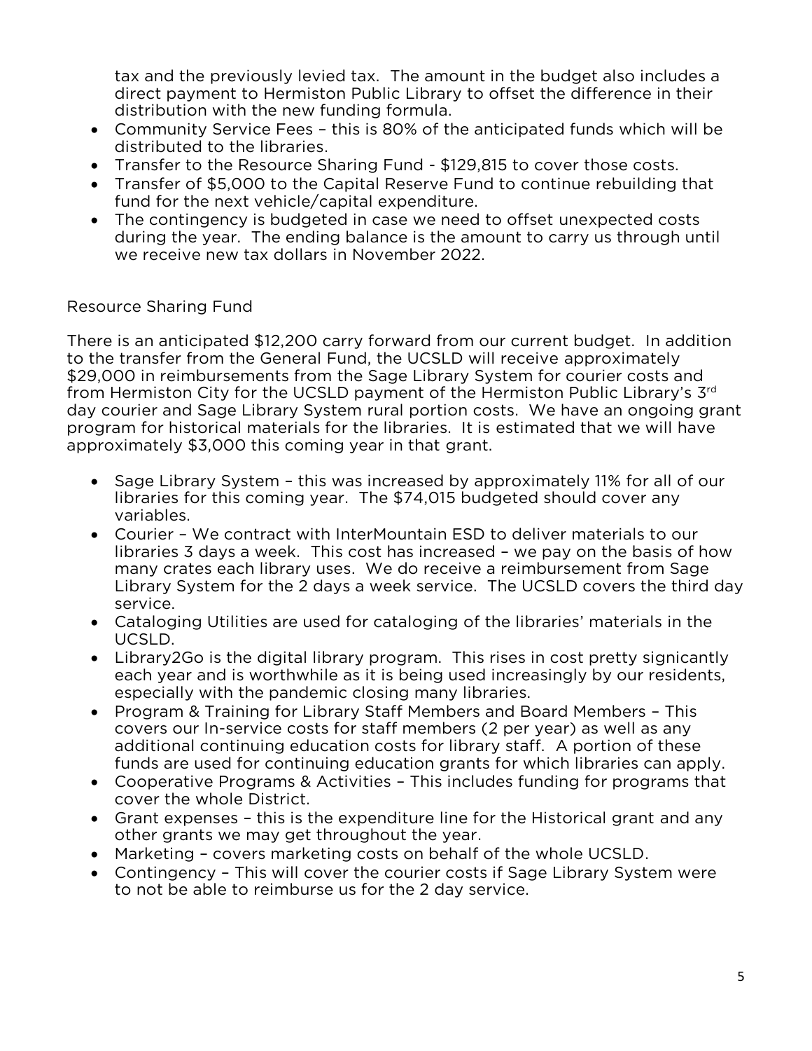tax and the previously levied tax. The amount in the budget also includes a direct payment to Hermiston Public Library to offset the difference in their distribution with the new funding formula.

- Community Service Fees – this is 80% of the anticipated funds which will be distributed to the libraries.
- Transfer to the Resource Sharing Fund - $129,815 to cover those costs.
- Transfer of $5,000 to the Capital Reserve Fund to continue rebuilding that fund for the next vehicle/capital expenditure.
- The contingency is budgeted in case we need to offset unexpected costs during the year. The ending balance is the amount to carry us through until we receive new tax dollars in November 2022.

Resource Sharing Fund

There is an anticipated $12,200 carry forward from our current budget. In addition to the transfer from the General Fund, the UCSLD will receive approximately $29,000 in reimbursements from the Sage Library System for courier costs and from Hermiston City for the UCSLD payment of the Hermiston Public Library's 3rd day courier and Sage Library System rural portion costs. We have an ongoing grant program for historical materials for the libraries. It is estimated that we will have approximately $3,000 this coming year in that grant.

- Sage Library System – this was increased by approximately 11% for all of our libraries for this coming year. The $74,015 budgeted should cover any variables.
- Courier – We contract with InterMountain ESD to deliver materials to our libraries 3 days a week. This cost has increased – we pay on the basis of how many crates each library uses. We do receive a reimbursement from Sage Library System for the 2 days a week service. The UCSLD covers the third day service.
- Cataloging Utilities are used for cataloging of the libraries' materials in the UCSLD.
- Library2Go is the digital library program. This rises in cost pretty signicantly each year and is worthwhile as it is being used increasingly by our residents, especially with the pandemic closing many libraries.
- Program & Training for Library Staff Members and Board Members – This covers our In-service costs for staff members (2 per year) as well as any additional continuing education costs for library staff. A portion of these funds are used for continuing education grants for which libraries can apply.
- Cooperative Programs & Activities – This includes funding for programs that cover the whole District.
- Grant expenses – this is the expenditure line for the Historical grant and any other grants we may get throughout the year.
- Marketing – covers marketing costs on behalf of the whole UCSLD.
- Contingency – This will cover the courier costs if Sage Library System were to not be able to reimburse us for the 2 day service.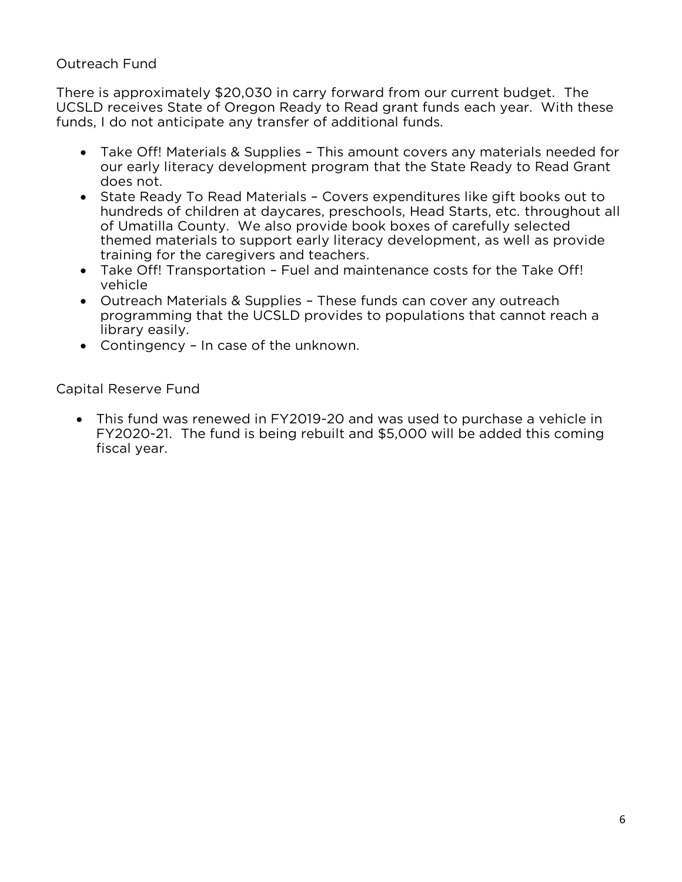## Outreach Fund

There is approximately $20,030 in carry forward from our current budget. The UCSLD receives State of Oregon Ready to Read grant funds each year. With these funds, I do not anticipate any transfer of additional funds.

- Take Off! Materials & Supplies – This amount covers any materials needed for our early literacy development program that the State Ready to Read Grant does not.
- State Ready To Read Materials – Covers expenditures like gift books out to hundreds of children at daycares, preschools, Head Starts, etc. throughout all of Umatilla County. We also provide book boxes of carefully selected themed materials to support early literacy development, as well as provide training for the caregivers and teachers.
- Take Off! Transportation – Fuel and maintenance costs for the Take Off! vehicle
- Outreach Materials & Supplies – These funds can cover any outreach programming that the UCSLD provides to populations that cannot reach a library easily.
- Contingency – In case of the unknown.

## Capital Reserve Fund

- This fund was renewed in FY2019-20 and was used to purchase a vehicle in FY2020-21. The fund is being rebuilt and $5,000 will be added this coming fiscal year.